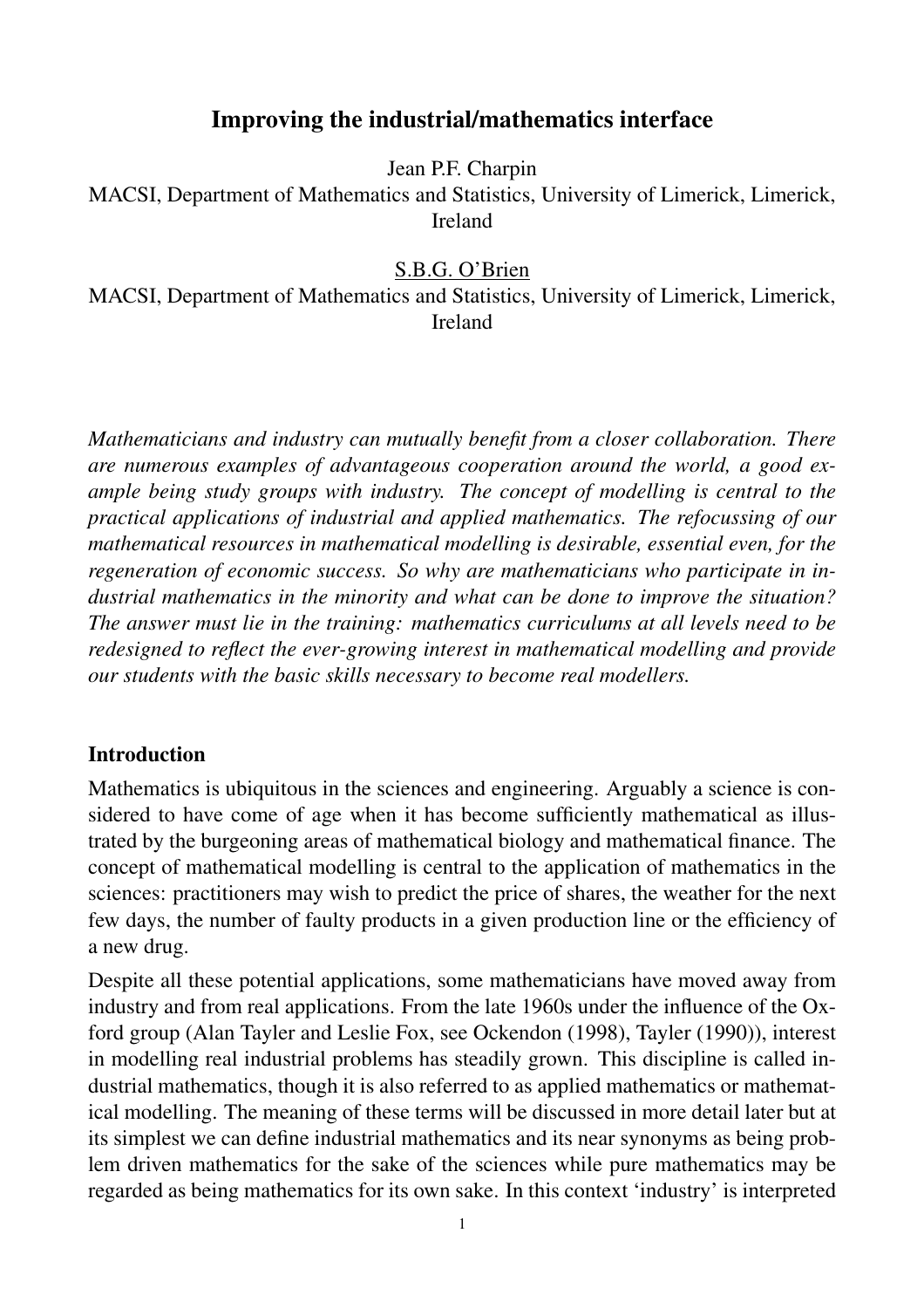# Improving the industrial/mathematics interface

Jean P.F. Charpin
MACSI, Department of Mathematics and Statistics, University of Limerick, Limerick, Ireland

S.B.G. O'Brien
MACSI, Department of Mathematics and Statistics, University of Limerick, Limerick, Ireland

*Mathematicians and industry can mutually benefit from a closer collaboration. There are numerous examples of advantageous cooperation around the world, a good example being study groups with industry. The concept of modelling is central to the practical applications of industrial and applied mathematics. The refocussing of our mathematical resources in mathematical modelling is desirable, essential even, for the regeneration of economic success. So why are mathematicians who participate in industrial mathematics in the minority and what can be done to improve the situation? The answer must lie in the training: mathematics curriculums at all levels need to be redesigned to reflect the ever-growing interest in mathematical modelling and provide our students with the basic skills necessary to become real modellers.*

## Introduction

Mathematics is ubiquitous in the sciences and engineering. Arguably a science is considered to have come of age when it has become sufficiently mathematical as illustrated by the burgeoning areas of mathematical biology and mathematical finance. The concept of mathematical modelling is central to the application of mathematics in the sciences: practitioners may wish to predict the price of shares, the weather for the next few days, the number of faulty products in a given production line or the efficiency of a new drug.

Despite all these potential applications, some mathematicians have moved away from industry and from real applications. From the late 1960s under the influence of the Oxford group (Alan Tayler and Leslie Fox, see Ockendon (1998), Tayler (1990)), interest in modelling real industrial problems has steadily grown. This discipline is called industrial mathematics, though it is also referred to as applied mathematics or mathematical modelling. The meaning of these terms will be discussed in more detail later but at its simplest we can define industrial mathematics and its near synonyms as being problem driven mathematics for the sake of the sciences while pure mathematics may be regarded as being mathematics for its own sake. In this context 'industry' is interpreted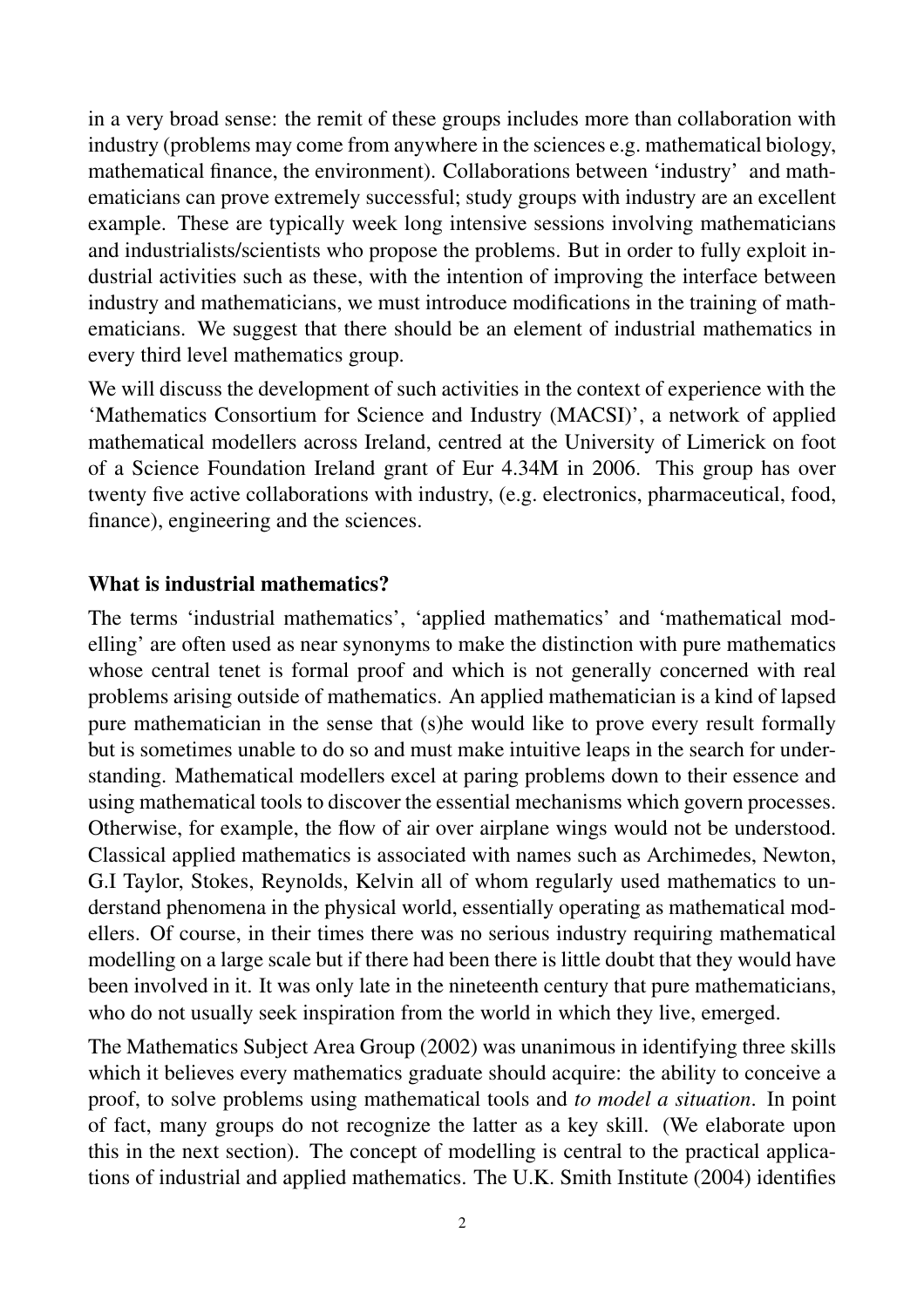in a very broad sense: the remit of these groups includes more than collaboration with industry (problems may come from anywhere in the sciences e.g. mathematical biology, mathematical finance, the environment). Collaborations between 'industry' and mathematicians can prove extremely successful; study groups with industry are an excellent example. These are typically week long intensive sessions involving mathematicians and industrialists/scientists who propose the problems. But in order to fully exploit industrial activities such as these, with the intention of improving the interface between industry and mathematicians, we must introduce modifications in the training of mathematicians. We suggest that there should be an element of industrial mathematics in every third level mathematics group.

We will discuss the development of such activities in the context of experience with the 'Mathematics Consortium for Science and Industry (MACSI)', a network of applied mathematical modellers across Ireland, centred at the University of Limerick on foot of a Science Foundation Ireland grant of Eur 4.34M in 2006. This group has over twenty five active collaborations with industry, (e.g. electronics, pharmaceutical, food, finance), engineering and the sciences.

### What is industrial mathematics?

The terms 'industrial mathematics', 'applied mathematics' and 'mathematical modelling' are often used as near synonyms to make the distinction with pure mathematics whose central tenet is formal proof and which is not generally concerned with real problems arising outside of mathematics. An applied mathematician is a kind of lapsed pure mathematician in the sense that (s)he would like to prove every result formally but is sometimes unable to do so and must make intuitive leaps in the search for understanding. Mathematical modellers excel at paring problems down to their essence and using mathematical tools to discover the essential mechanisms which govern processes. Otherwise, for example, the flow of air over airplane wings would not be understood. Classical applied mathematics is associated with names such as Archimedes, Newton, G.I Taylor, Stokes, Reynolds, Kelvin all of whom regularly used mathematics to understand phenomena in the physical world, essentially operating as mathematical modellers. Of course, in their times there was no serious industry requiring mathematical modelling on a large scale but if there had been there is little doubt that they would have been involved in it. It was only late in the nineteenth century that pure mathematicians, who do not usually seek inspiration from the world in which they live, emerged.

The Mathematics Subject Area Group (2002) was unanimous in identifying three skills which it believes every mathematics graduate should acquire: the ability to conceive a proof, to solve problems using mathematical tools and *to model a situation*. In point of fact, many groups do not recognize the latter as a key skill. (We elaborate upon this in the next section). The concept of modelling is central to the practical applications of industrial and applied mathematics. The U.K. Smith Institute (2004) identifies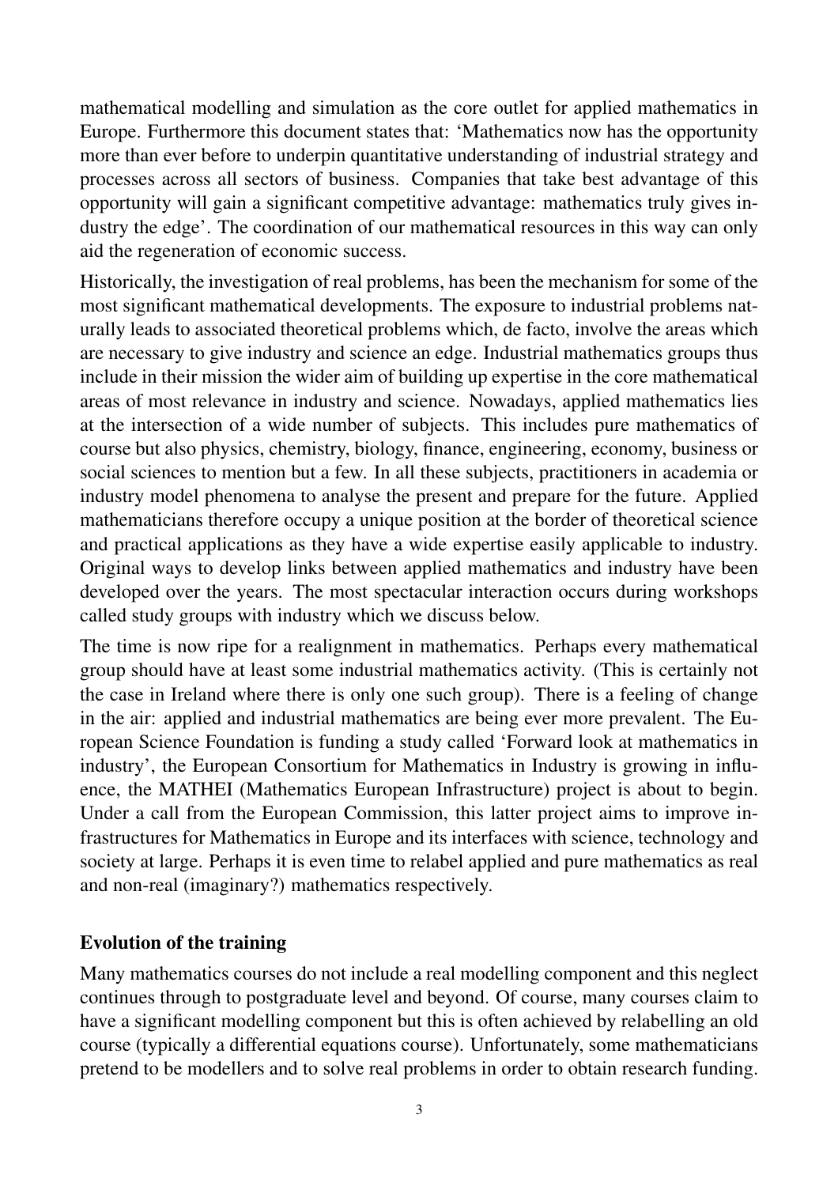mathematical modelling and simulation as the core outlet for applied mathematics in Europe. Furthermore this document states that: 'Mathematics now has the opportunity more than ever before to underpin quantitative understanding of industrial strategy and processes across all sectors of business. Companies that take best advantage of this opportunity will gain a significant competitive advantage: mathematics truly gives industry the edge'. The coordination of our mathematical resources in this way can only aid the regeneration of economic success.

Historically, the investigation of real problems, has been the mechanism for some of the most significant mathematical developments. The exposure to industrial problems naturally leads to associated theoretical problems which, de facto, involve the areas which are necessary to give industry and science an edge. Industrial mathematics groups thus include in their mission the wider aim of building up expertise in the core mathematical areas of most relevance in industry and science. Nowadays, applied mathematics lies at the intersection of a wide number of subjects. This includes pure mathematics of course but also physics, chemistry, biology, finance, engineering, economy, business or social sciences to mention but a few. In all these subjects, practitioners in academia or industry model phenomena to analyse the present and prepare for the future. Applied mathematicians therefore occupy a unique position at the border of theoretical science and practical applications as they have a wide expertise easily applicable to industry. Original ways to develop links between applied mathematics and industry have been developed over the years. The most spectacular interaction occurs during workshops called study groups with industry which we discuss below.

The time is now ripe for a realignment in mathematics. Perhaps every mathematical group should have at least some industrial mathematics activity. (This is certainly not the case in Ireland where there is only one such group). There is a feeling of change in the air: applied and industrial mathematics are being ever more prevalent. The European Science Foundation is funding a study called 'Forward look at mathematics in industry', the European Consortium for Mathematics in Industry is growing in influence, the MATHEI (Mathematics European Infrastructure) project is about to begin. Under a call from the European Commission, this latter project aims to improve infrastructures for Mathematics in Europe and its interfaces with science, technology and society at large. Perhaps it is even time to relabel applied and pure mathematics as real and non-real (imaginary?) mathematics respectively.

## Evolution of the training

Many mathematics courses do not include a real modelling component and this neglect continues through to postgraduate level and beyond. Of course, many courses claim to have a significant modelling component but this is often achieved by relabelling an old course (typically a differential equations course). Unfortunately, some mathematicians pretend to be modellers and to solve real problems in order to obtain research funding.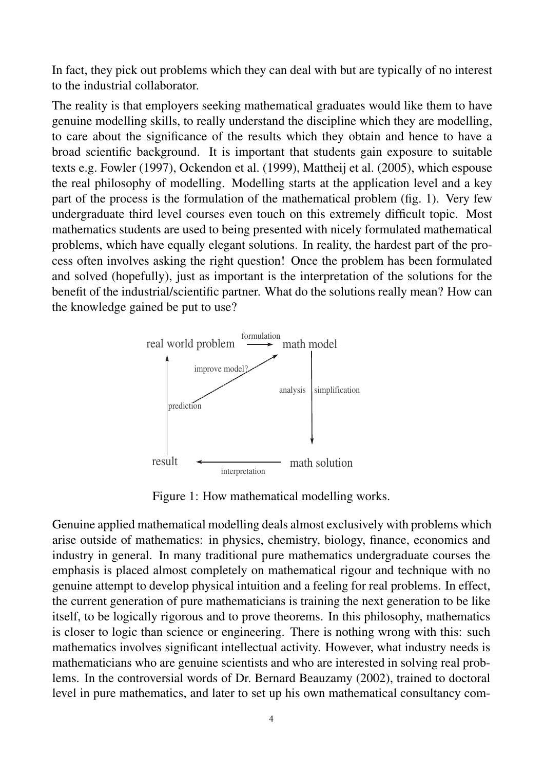In fact, they pick out problems which they can deal with but are typically of no interest to the industrial collaborator.

The reality is that employers seeking mathematical graduates would like them to have genuine modelling skills, to really understand the discipline which they are modelling, to care about the significance of the results which they obtain and hence to have a broad scientific background. It is important that students gain exposure to suitable texts e.g. Fowler (1997), Ockendon et al. (1999), Mattheij et al. (2005), which espouse the real philosophy of modelling. Modelling starts at the application level and a key part of the process is the formulation of the mathematical problem (fig. 1). Very few undergraduate third level courses even touch on this extremely difficult topic. Most mathematics students are used to being presented with nicely formulated mathematical problems, which have equally elegant solutions. In reality, the hardest part of the process often involves asking the right question! Once the problem has been formulated and solved (hopefully), just as important is the interpretation of the solutions for the benefit of the industrial/scientific partner. What do the solutions really mean? How can the knowledge gained be put to use?

```
real world problem  --formulation-->  math model
       ^                          .-'      |
       |          improve model?.-'        | analysis | simplification
       |                     .-'           |
   prediction             .-'              v
       |
     result  <--interpretation--  math solution
```

Figure 1: How mathematical modelling works.

Genuine applied mathematical modelling deals almost exclusively with problems which arise outside of mathematics: in physics, chemistry, biology, finance, economics and industry in general. In many traditional pure mathematics undergraduate courses the emphasis is placed almost completely on mathematical rigour and technique with no genuine attempt to develop physical intuition and a feeling for real problems. In effect, the current generation of pure mathematicians is training the next generation to be like itself, to be logically rigorous and to prove theorems. In this philosophy, mathematics is closer to logic than science or engineering. There is nothing wrong with this: such mathematics involves significant intellectual activity. However, what industry needs is mathematicians who are genuine scientists and who are interested in solving real problems. In the controversial words of Dr. Bernard Beauzamy (2002), trained to doctoral level in pure mathematics, and later to set up his own mathematical consultancy com-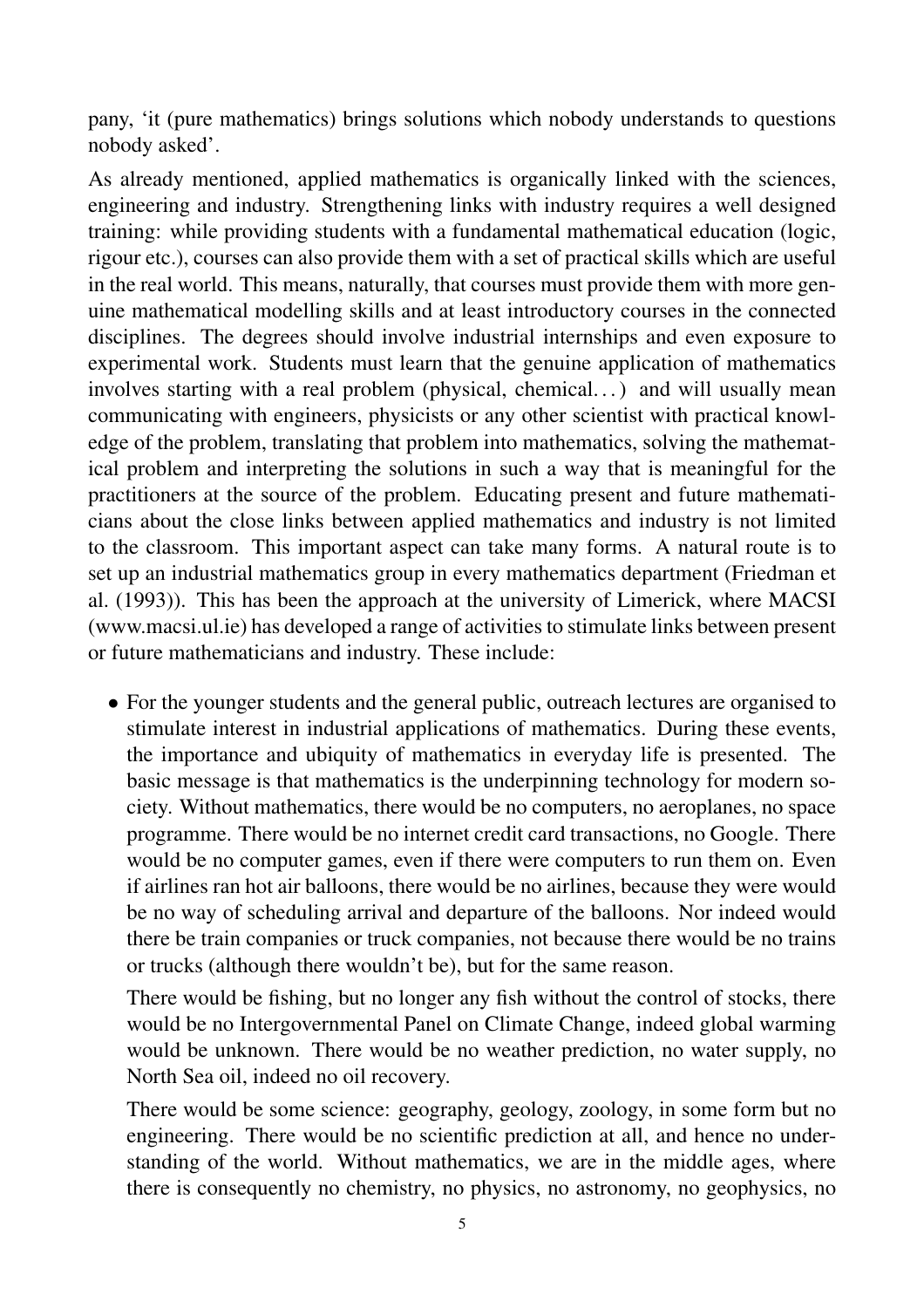pany, 'it (pure mathematics) brings solutions which nobody understands to questions nobody asked'.

As already mentioned, applied mathematics is organically linked with the sciences, engineering and industry. Strengthening links with industry requires a well designed training: while providing students with a fundamental mathematical education (logic, rigour etc.), courses can also provide them with a set of practical skills which are useful in the real world. This means, naturally, that courses must provide them with more genuine mathematical modelling skills and at least introductory courses in the connected disciplines. The degrees should involve industrial internships and even exposure to experimental work. Students must learn that the genuine application of mathematics involves starting with a real problem (physical, chemical...) and will usually mean communicating with engineers, physicists or any other scientist with practical knowledge of the problem, translating that problem into mathematics, solving the mathematical problem and interpreting the solutions in such a way that is meaningful for the practitioners at the source of the problem. Educating present and future mathematicians about the close links between applied mathematics and industry is not limited to the classroom. This important aspect can take many forms. A natural route is to set up an industrial mathematics group in every mathematics department (Friedman et al. (1993)). This has been the approach at the university of Limerick, where MACSI (www.macsi.ul.ie) has developed a range of activities to stimulate links between present or future mathematicians and industry. These include:

- For the younger students and the general public, outreach lectures are organised to stimulate interest in industrial applications of mathematics. During these events, the importance and ubiquity of mathematics in everyday life is presented. The basic message is that mathematics is the underpinning technology for modern society. Without mathematics, there would be no computers, no aeroplanes, no space programme. There would be no internet credit card transactions, no Google. There would be no computer games, even if there were computers to run them on. Even if airlines ran hot air balloons, there would be no airlines, because they were would be no way of scheduling arrival and departure of the balloons. Nor indeed would there be train companies or truck companies, not because there would be no trains or trucks (although there wouldn't be), but for the same reason.

  There would be fishing, but no longer any fish without the control of stocks, there would be no Intergovernmental Panel on Climate Change, indeed global warming would be unknown. There would be no weather prediction, no water supply, no North Sea oil, indeed no oil recovery.

  There would be some science: geography, geology, zoology, in some form but no engineering. There would be no scientific prediction at all, and hence no understanding of the world. Without mathematics, we are in the middle ages, where there is consequently no chemistry, no physics, no astronomy, no geophysics, no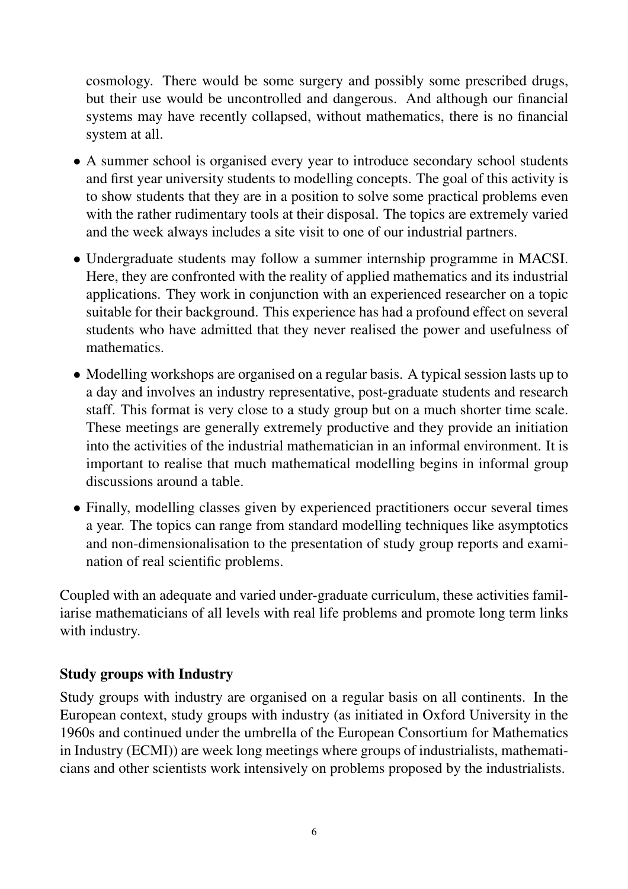cosmology. There would be some surgery and possibly some prescribed drugs, but their use would be uncontrolled and dangerous. And although our financial systems may have recently collapsed, without mathematics, there is no financial system at all.

- A summer school is organised every year to introduce secondary school students and first year university students to modelling concepts. The goal of this activity is to show students that they are in a position to solve some practical problems even with the rather rudimentary tools at their disposal. The topics are extremely varied and the week always includes a site visit to one of our industrial partners.
- Undergraduate students may follow a summer internship programme in MACSI. Here, they are confronted with the reality of applied mathematics and its industrial applications. They work in conjunction with an experienced researcher on a topic suitable for their background. This experience has had a profound effect on several students who have admitted that they never realised the power and usefulness of mathematics.
- Modelling workshops are organised on a regular basis. A typical session lasts up to a day and involves an industry representative, post-graduate students and research staff. This format is very close to a study group but on a much shorter time scale. These meetings are generally extremely productive and they provide an initiation into the activities of the industrial mathematician in an informal environment. It is important to realise that much mathematical modelling begins in informal group discussions around a table.
- Finally, modelling classes given by experienced practitioners occur several times a year. The topics can range from standard modelling techniques like asymptotics and non-dimensionalisation to the presentation of study group reports and examination of real scientific problems.

Coupled with an adequate and varied under-graduate curriculum, these activities familiarise mathematicians of all levels with real life problems and promote long term links with industry.

**Study groups with Industry**

Study groups with industry are organised on a regular basis on all continents. In the European context, study groups with industry (as initiated in Oxford University in the 1960s and continued under the umbrella of the European Consortium for Mathematics in Industry (ECMI)) are week long meetings where groups of industrialists, mathematicians and other scientists work intensively on problems proposed by the industrialists.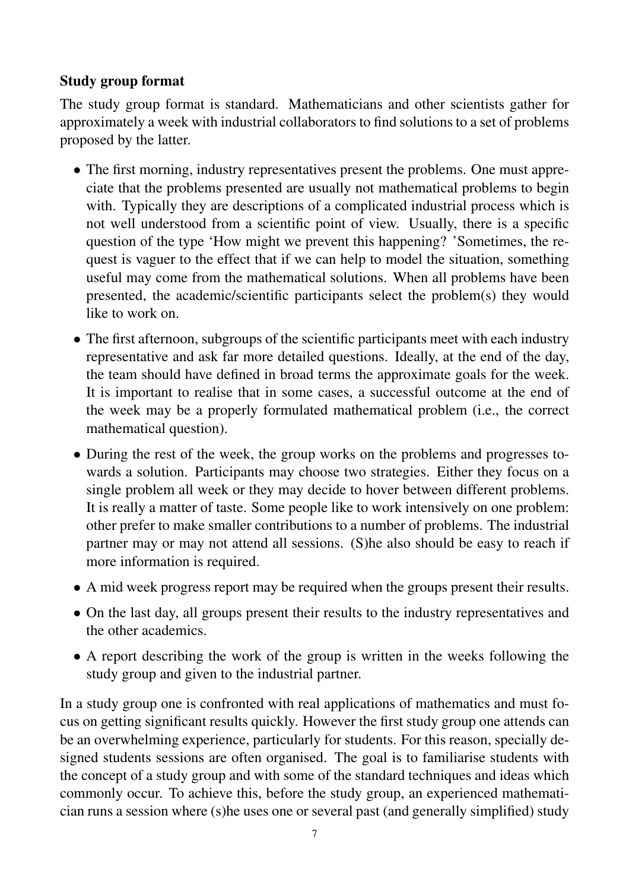### Study group format

The study group format is standard. Mathematicians and other scientists gather for approximately a week with industrial collaborators to find solutions to a set of problems proposed by the latter.

- The first morning, industry representatives present the problems. One must appreciate that the problems presented are usually not mathematical problems to begin with. Typically they are descriptions of a complicated industrial process which is not well understood from a scientific point of view. Usually, there is a specific question of the type 'How might we prevent this happening? 'Sometimes, the request is vaguer to the effect that if we can help to model the situation, something useful may come from the mathematical solutions. When all problems have been presented, the academic/scientific participants select the problem(s) they would like to work on.
- The first afternoon, subgroups of the scientific participants meet with each industry representative and ask far more detailed questions. Ideally, at the end of the day, the team should have defined in broad terms the approximate goals for the week. It is important to realise that in some cases, a successful outcome at the end of the week may be a properly formulated mathematical problem (i.e., the correct mathematical question).
- During the rest of the week, the group works on the problems and progresses towards a solution. Participants may choose two strategies. Either they focus on a single problem all week or they may decide to hover between different problems. It is really a matter of taste. Some people like to work intensively on one problem: other prefer to make smaller contributions to a number of problems. The industrial partner may or may not attend all sessions. (S)he also should be easy to reach if more information is required.
- A mid week progress report may be required when the groups present their results.
- On the last day, all groups present their results to the industry representatives and the other academics.
- A report describing the work of the group is written in the weeks following the study group and given to the industrial partner.

In a study group one is confronted with real applications of mathematics and must focus on getting significant results quickly. However the first study group one attends can be an overwhelming experience, particularly for students. For this reason, specially designed students sessions are often organised. The goal is to familiarise students with the concept of a study group and with some of the standard techniques and ideas which commonly occur. To achieve this, before the study group, an experienced mathematician runs a session where (s)he uses one or several past (and generally simplified) study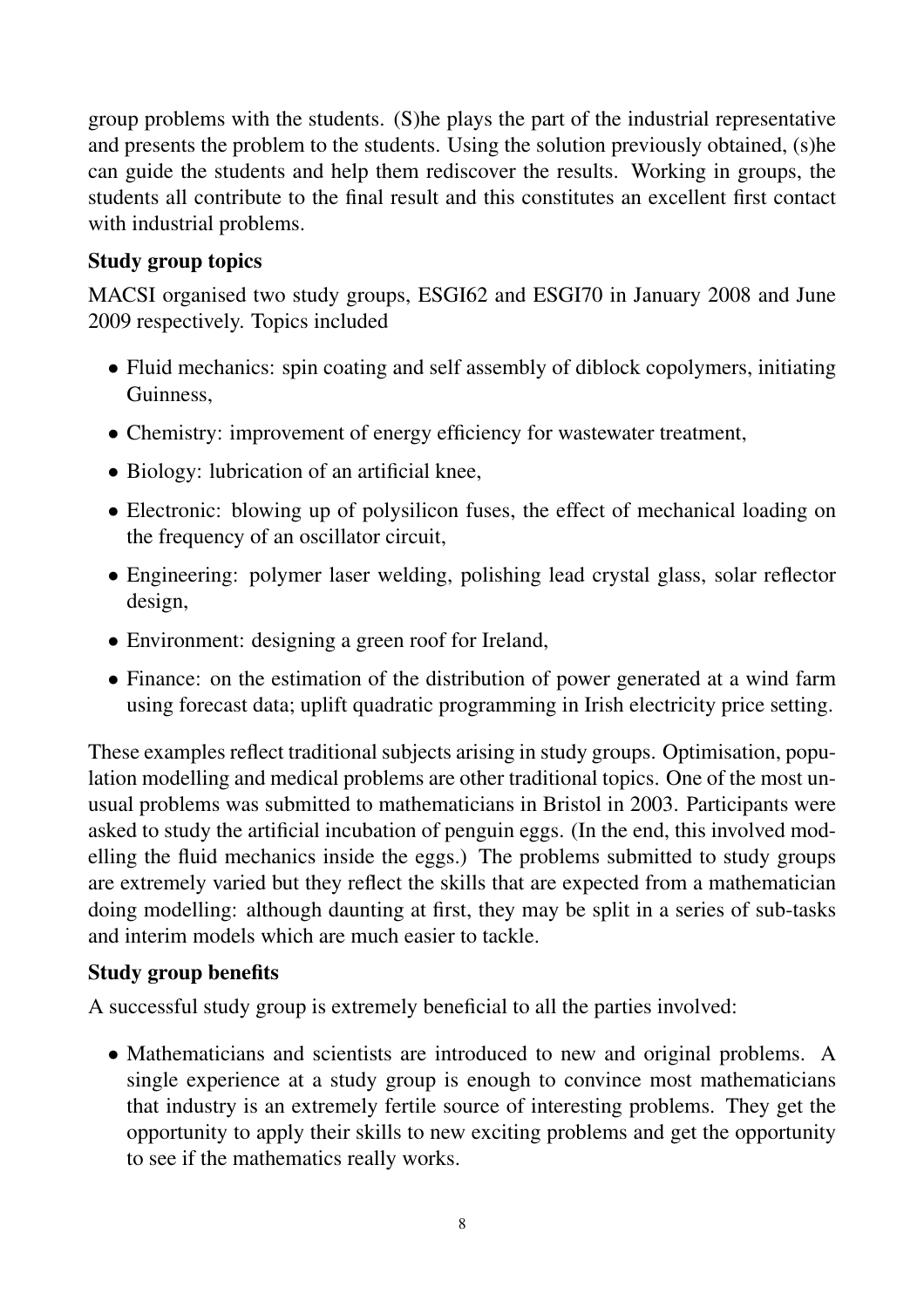group problems with the students. (S)he plays the part of the industrial representative and presents the problem to the students. Using the solution previously obtained, (s)he can guide the students and help them rediscover the results. Working in groups, the students all contribute to the final result and this constitutes an excellent first contact with industrial problems.

**Study group topics**

MACSI organised two study groups, ESGI62 and ESGI70 in January 2008 and June 2009 respectively. Topics included

- Fluid mechanics: spin coating and self assembly of diblock copolymers, initiating Guinness,
- Chemistry: improvement of energy efficiency for wastewater treatment,
- Biology: lubrication of an artificial knee,
- Electronic: blowing up of polysilicon fuses, the effect of mechanical loading on the frequency of an oscillator circuit,
- Engineering: polymer laser welding, polishing lead crystal glass, solar reflector design,
- Environment: designing a green roof for Ireland,
- Finance: on the estimation of the distribution of power generated at a wind farm using forecast data; uplift quadratic programming in Irish electricity price setting.

These examples reflect traditional subjects arising in study groups. Optimisation, population modelling and medical problems are other traditional topics. One of the most unusual problems was submitted to mathematicians in Bristol in 2003. Participants were asked to study the artificial incubation of penguin eggs. (In the end, this involved modelling the fluid mechanics inside the eggs.) The problems submitted to study groups are extremely varied but they reflect the skills that are expected from a mathematician doing modelling: although daunting at first, they may be split in a series of sub-tasks and interim models which are much easier to tackle.

**Study group benefits**

A successful study group is extremely beneficial to all the parties involved:

- Mathematicians and scientists are introduced to new and original problems. A single experience at a study group is enough to convince most mathematicians that industry is an extremely fertile source of interesting problems. They get the opportunity to apply their skills to new exciting problems and get the opportunity to see if the mathematics really works.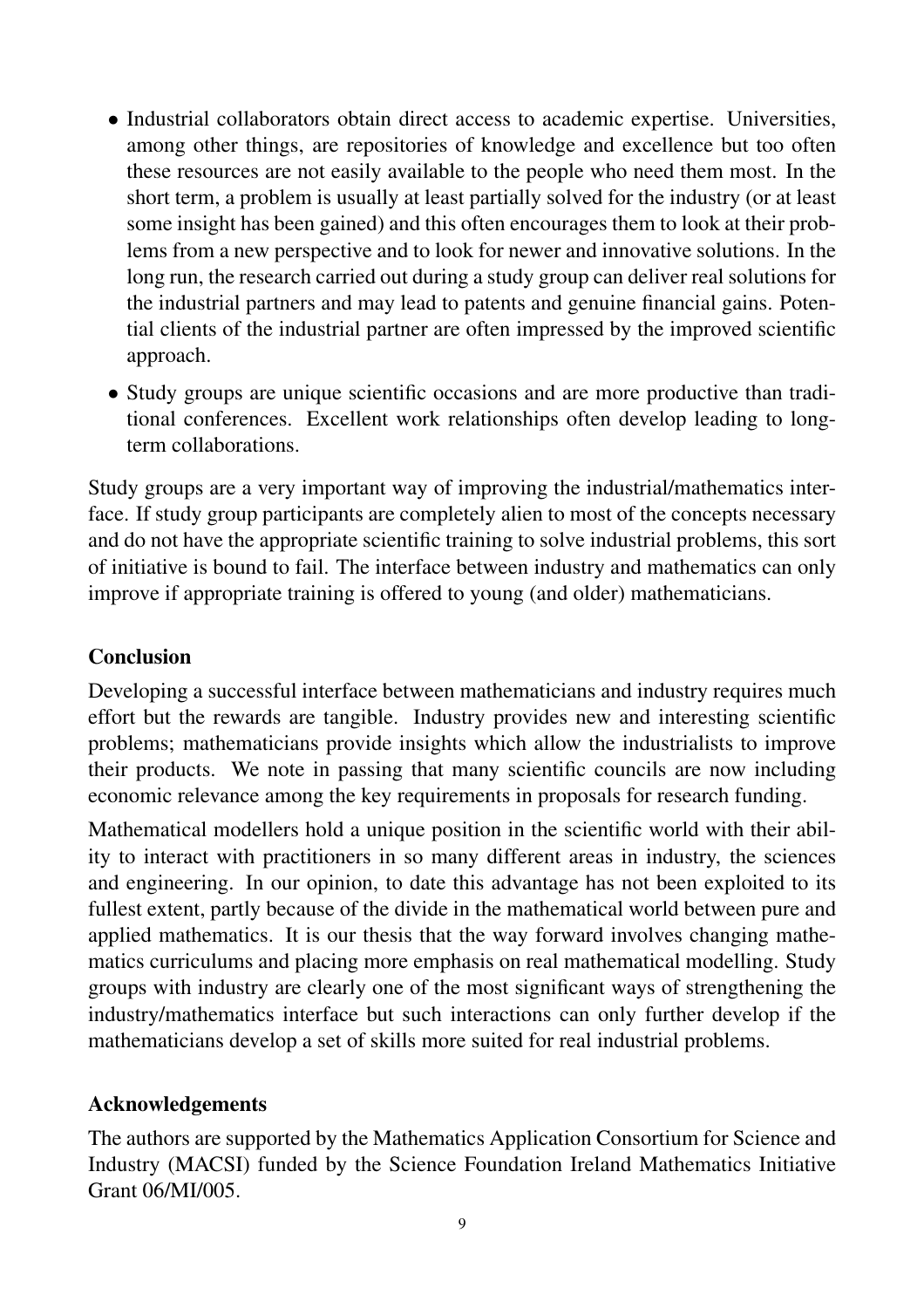- Industrial collaborators obtain direct access to academic expertise. Universities, among other things, are repositories of knowledge and excellence but too often these resources are not easily available to the people who need them most. In the short term, a problem is usually at least partially solved for the industry (or at least some insight has been gained) and this often encourages them to look at their problems from a new perspective and to look for newer and innovative solutions. In the long run, the research carried out during a study group can deliver real solutions for the industrial partners and may lead to patents and genuine financial gains. Potential clients of the industrial partner are often impressed by the improved scientific approach.
- Study groups are unique scientific occasions and are more productive than traditional conferences. Excellent work relationships often develop leading to long-term collaborations.

Study groups are a very important way of improving the industrial/mathematics interface. If study group participants are completely alien to most of the concepts necessary and do not have the appropriate scientific training to solve industrial problems, this sort of initiative is bound to fail. The interface between industry and mathematics can only improve if appropriate training is offered to young (and older) mathematicians.

## Conclusion

Developing a successful interface between mathematicians and industry requires much effort but the rewards are tangible. Industry provides new and interesting scientific problems; mathematicians provide insights which allow the industrialists to improve their products. We note in passing that many scientific councils are now including economic relevance among the key requirements in proposals for research funding.

Mathematical modellers hold a unique position in the scientific world with their ability to interact with practitioners in so many different areas in industry, the sciences and engineering. In our opinion, to date this advantage has not been exploited to its fullest extent, partly because of the divide in the mathematical world between pure and applied mathematics. It is our thesis that the way forward involves changing mathematics curriculums and placing more emphasis on real mathematical modelling. Study groups with industry are clearly one of the most significant ways of strengthening the industry/mathematics interface but such interactions can only further develop if the mathematicians develop a set of skills more suited for real industrial problems.

## Acknowledgements

The authors are supported by the Mathematics Application Consortium for Science and Industry (MACSI) funded by the Science Foundation Ireland Mathematics Initiative Grant 06/MI/005.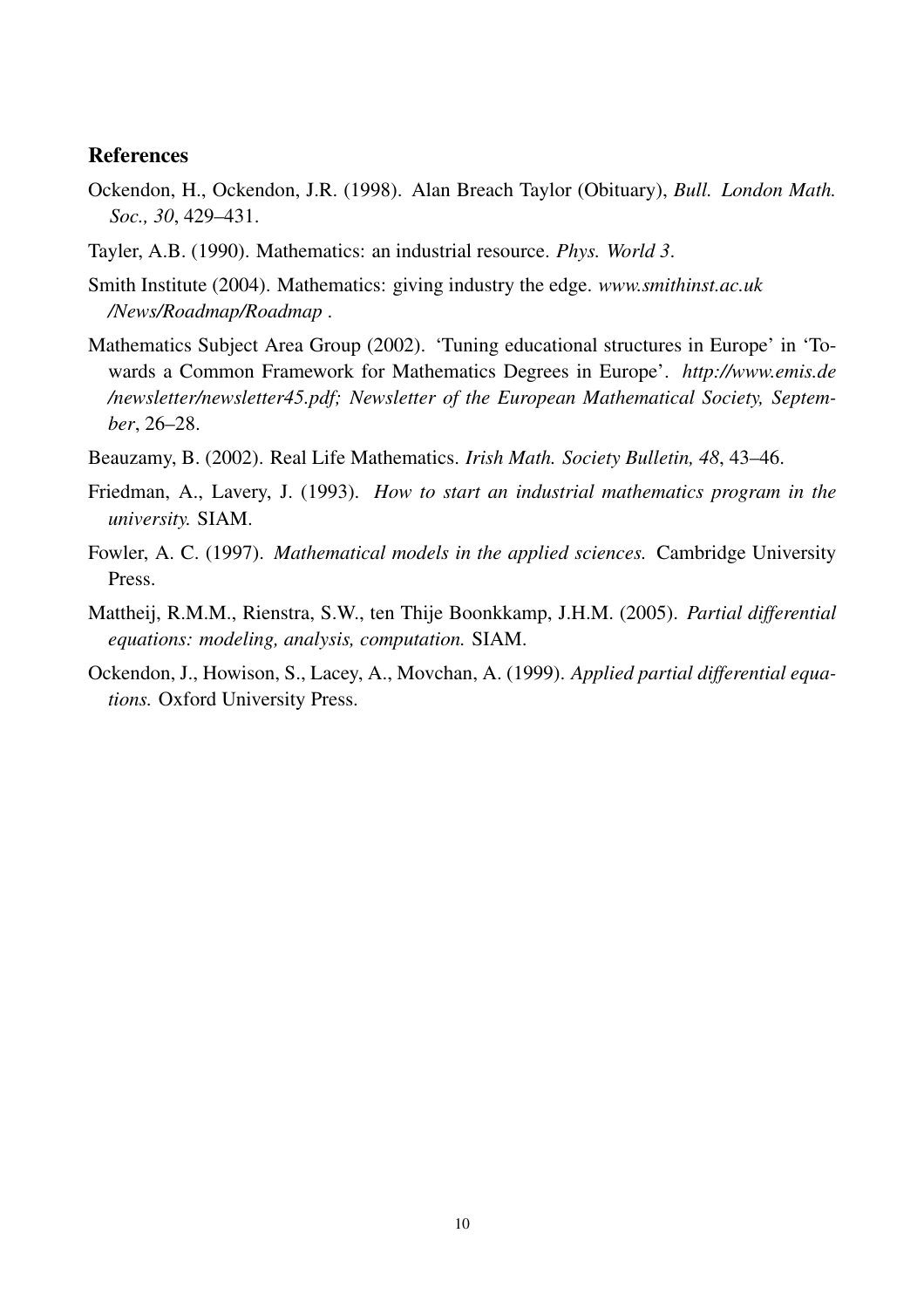## References

Ockendon, H., Ockendon, J.R. (1998). Alan Breach Taylor (Obituary), *Bull. London Math. Soc., 30*, 429–431.

Tayler, A.B. (1990). Mathematics: an industrial resource. *Phys. World 3*.

Smith Institute (2004). Mathematics: giving industry the edge. *www.smithinst.ac.uk /News/Roadmap/Roadmap* .

Mathematics Subject Area Group (2002). 'Tuning educational structures in Europe' in 'Towards a Common Framework for Mathematics Degrees in Europe'. *http://www.emis.de /newsletter/newsletter45.pdf; Newsletter of the European Mathematical Society, September*, 26–28.

Beauzamy, B. (2002). Real Life Mathematics. *Irish Math. Society Bulletin, 48*, 43–46.

Friedman, A., Lavery, J. (1993). *How to start an industrial mathematics program in the university.* SIAM.

Fowler, A. C. (1997). *Mathematical models in the applied sciences.* Cambridge University Press.

Mattheij, R.M.M., Rienstra, S.W., ten Thije Boonkkamp, J.H.M. (2005). *Partial differential equations: modeling, analysis, computation.* SIAM.

Ockendon, J., Howison, S., Lacey, A., Movchan, A. (1999). *Applied partial differential equations.* Oxford University Press.